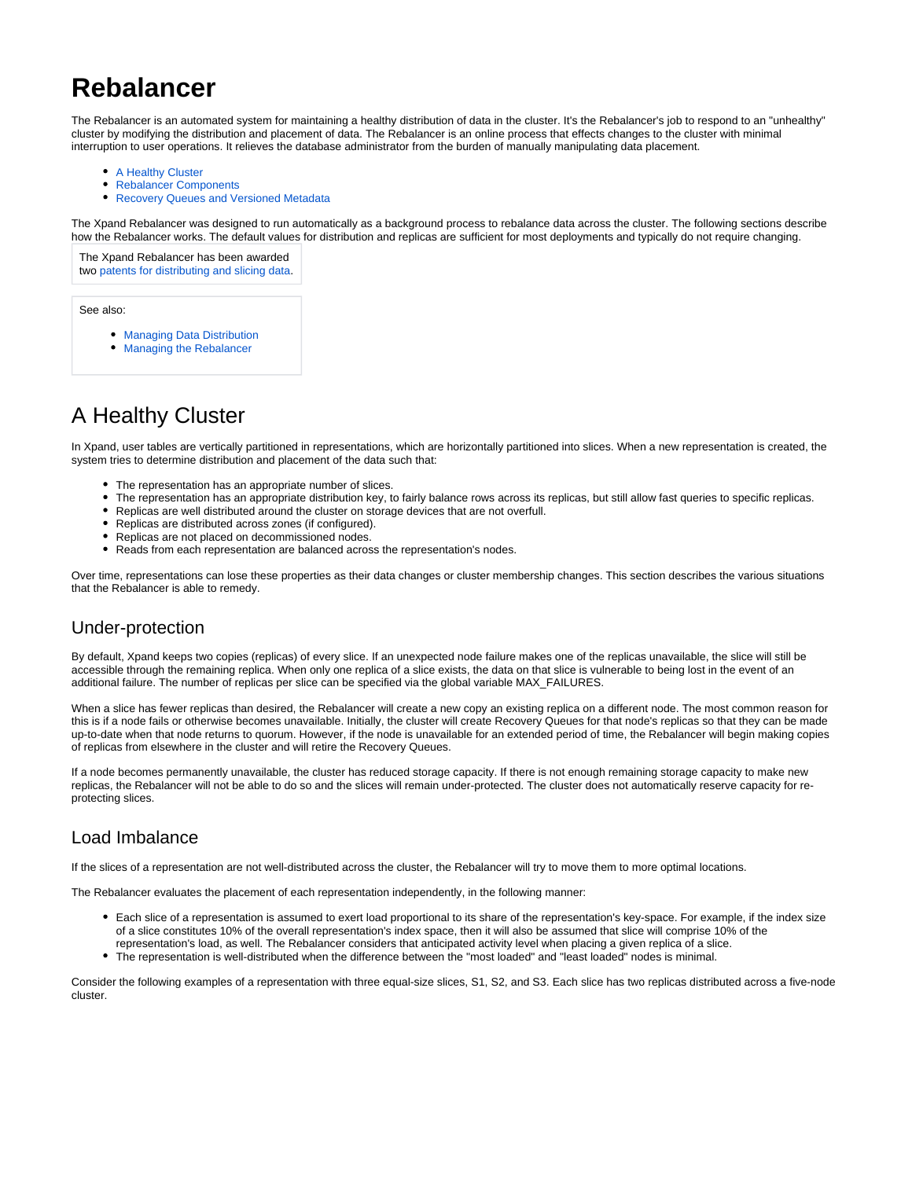# Rebalancer

The Rebalancer is an automated system for maintaining a healthy distribution of data in the cluster. It's the Rebalancer's job to respond to an "unhealthy" cluster by modifying the distribution and placement of data. The Rebalancer is an online process that effects changes to the cluster with minimal interruption to user operations. It relieves the database administrator from the burden of manually manipulating data placement.

- A Healthy Cluster
- Rebalancer Components
- Recovery Queues and Versioned Metadata

The Xpand Rebalancer was designed to run automatically as a background process to rebalance data across the cluster. The following sections describe how the Rebalancer works. The default values for distribution and replicas are sufficient for most deployments and typically do not require changing.

The Xpand Rebalancer has been awarded two patents for distributing and slicing data.

See also:

- Managing Data Distribution
- Managing the Rebalancer

# A Healthy Cluster

In Xpand, user tables are vertically partitioned in representations, which are horizontally partitioned into slices. When a new representation is created, the system tries to determine distribution and placement of the data such that:

- The representation has an appropriate number of slices.
- The representation has an appropriate distribution key, to fairly balance rows across its replicas, but still allow fast queries to specific replicas.
- Replicas are well distributed around the cluster on storage devices that are not overfull.
- Replicas are distributed across zones (if configured).
- Replicas are not placed on decommissioned nodes.
- Reads from each representation are balanced across the representation's nodes.

Over time, representations can lose these properties as their data changes or cluster membership changes. This section describes the various situations that the Rebalancer is able to remedy.

## Under-protection

By default, Xpand keeps two copies (replicas) of every slice. If an unexpected node failure makes one of the replicas unavailable, the slice will still be accessible through the remaining replica. When only one replica of a slice exists, the data on that slice is vulnerable to being lost in the event of an additional failure. The number of replicas per slice can be specified via the global variable MAX_FAILURES.

When a slice has fewer replicas than desired, the Rebalancer will create a new copy an existing replica on a different node. The most common reason for this is if a node fails or otherwise becomes unavailable. Initially, the cluster will create Recovery Queues for that node's replicas so that they can be made up-to-date when that node returns to quorum. However, if the node is unavailable for an extended period of time, the Rebalancer will begin making copies of replicas from elsewhere in the cluster and will retire the Recovery Queues.

If a node becomes permanently unavailable, the cluster has reduced storage capacity. If there is not enough remaining storage capacity to make new replicas, the Rebalancer will not be able to do so and the slices will remain under-protected. The cluster does not automatically reserve capacity for re-protecting slices.

## Load Imbalance

If the slices of a representation are not well-distributed across the cluster, the Rebalancer will try to move them to more optimal locations.

The Rebalancer evaluates the placement of each representation independently, in the following manner:

- Each slice of a representation is assumed to exert load proportional to its share of the representation's key-space. For example, if the index size of a slice constitutes 10% of the overall representation's index space, then it will also be assumed that slice will comprise 10% of the representation's load, as well. The Rebalancer considers that anticipated activity level when placing a given replica of a slice.
- The representation is well-distributed when the difference between the "most loaded" and "least loaded" nodes is minimal.

Consider the following examples of a representation with three equal-size slices, S1, S2, and S3. Each slice has two replicas distributed across a five-node cluster.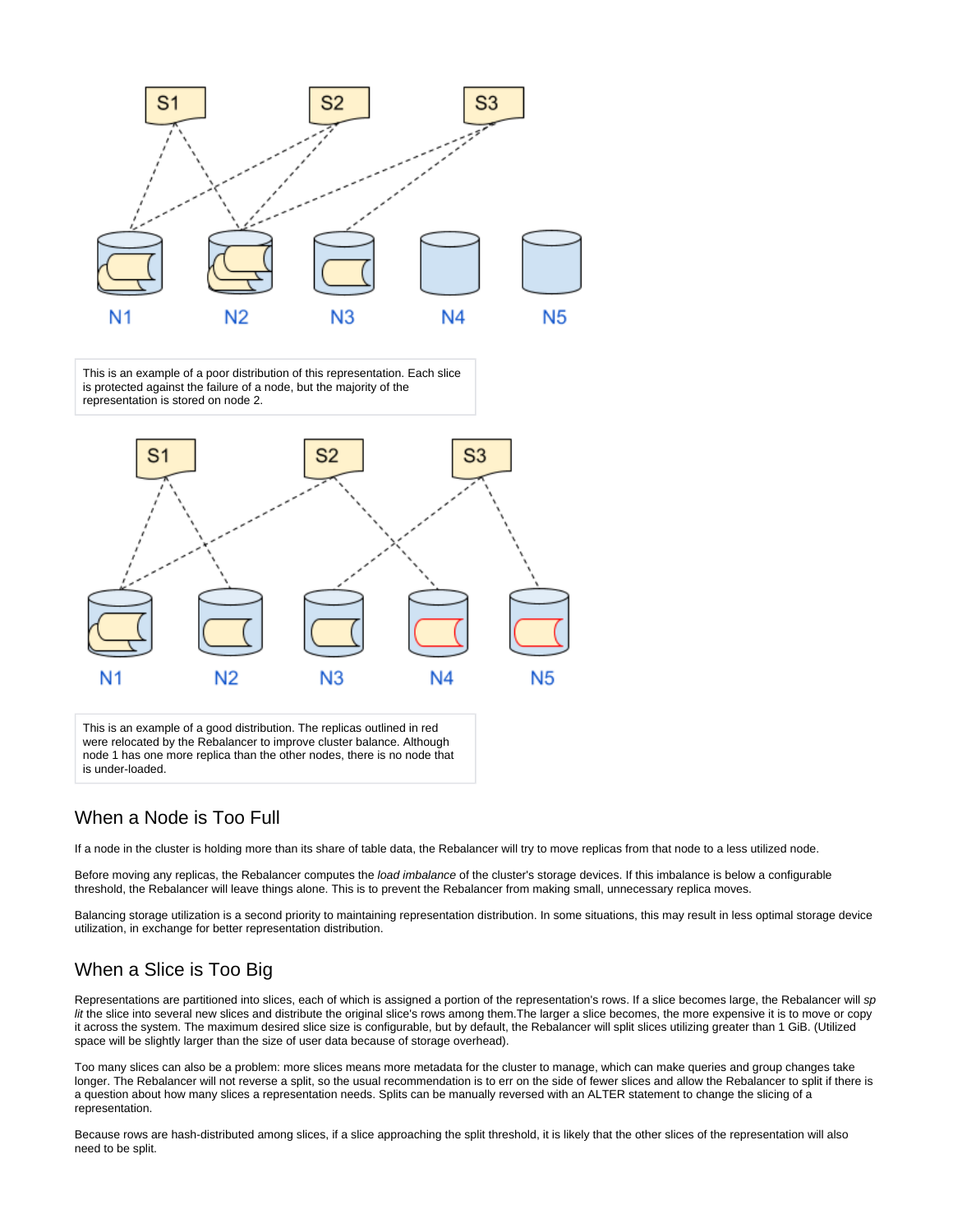This is an example of a poor distribution of this representation. Each slice is protected against the failure of a node, but the majority of the representation is stored on node 2.

This is an example of a good distribution. The replicas outlined in red were relocated by the Rebalancer to improve cluster balance. Although node 1 has one more replica than the other nodes, there is no node that is under-loaded.

## When a Node is Too Full

If a node in the cluster is holding more than its share of table data, the Rebalancer will try to move replicas from that node to a less utilized node.

Before moving any replicas, the Rebalancer computes the *load imbalance* of the cluster's storage devices. If this imbalance is below a configurable threshold, the Rebalancer will leave things alone. This is to prevent the Rebalancer from making small, unnecessary replica moves.

Balancing storage utilization is a second priority to maintaining representation distribution. In some situations, this may result in less optimal storage device utilization, in exchange for better representation distribution.

## When a Slice is Too Big

Representations are partitioned into slices, each of which is assigned a portion of the representation's rows. If a slice becomes large, the Rebalancer will *split* the slice into several new slices and distribute the original slice's rows among them.The larger a slice becomes, the more expensive it is to move or copy it across the system. The maximum desired slice size is configurable, but by default, the Rebalancer will split slices utilizing greater than 1 GiB. (Utilized space will be slightly larger than the size of user data because of storage overhead).

Too many slices can also be a problem: more slices means more metadata for the cluster to manage, which can make queries and group changes take longer. The Rebalancer will not reverse a split, so the usual recommendation is to err on the side of fewer slices and allow the Rebalancer to split if there is a question about how many slices a representation needs. Splits can be manually reversed with an ALTER statement to change the slicing of a representation.

Because rows are hash-distributed among slices, if a slice approaching the split threshold, it is likely that the other slices of the representation will also need to be split.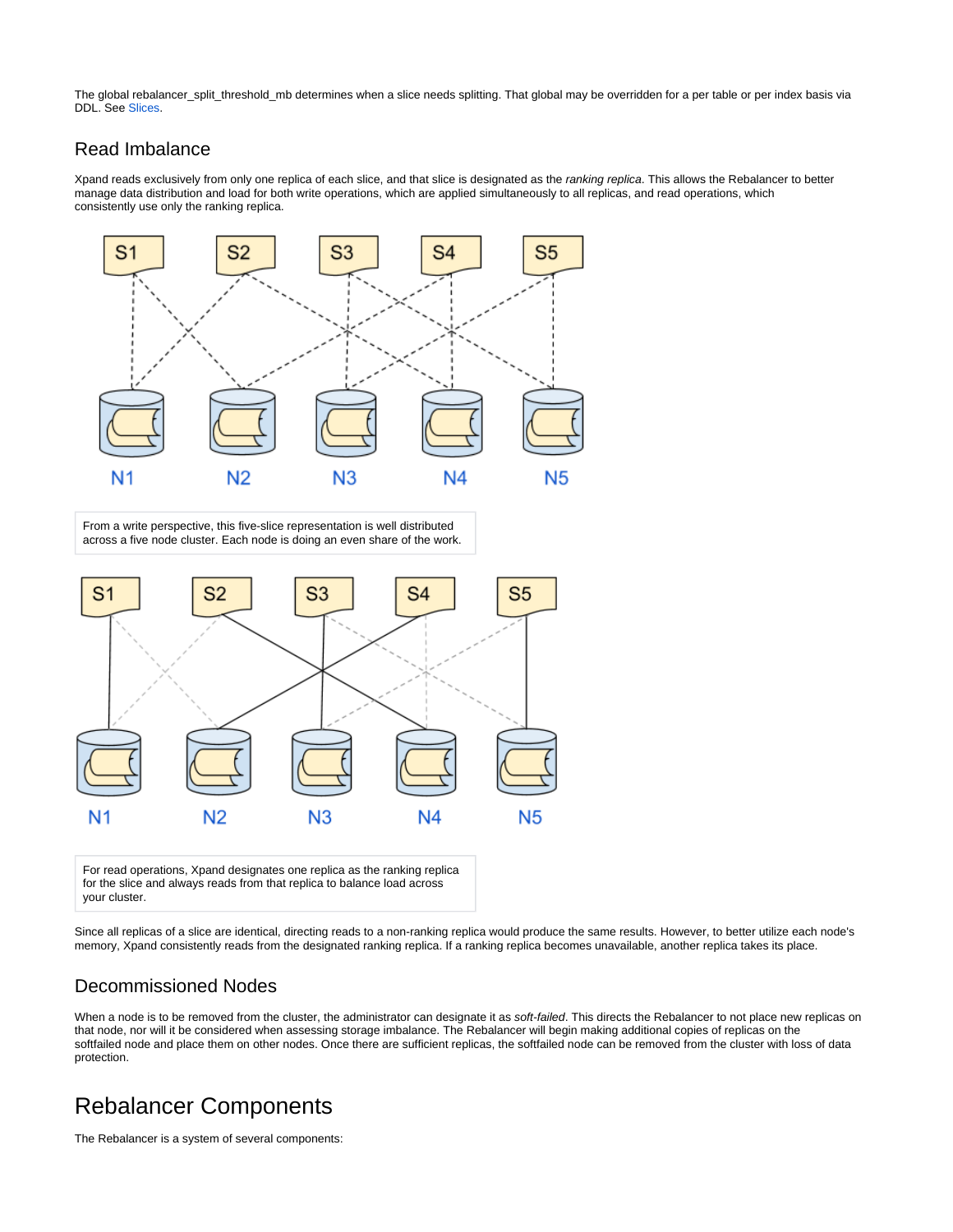The global rebalancer_split_threshold_mb determines when a slice needs splitting. That global may be overridden for a per table or per index basis via DDL. See Slices.

### Read Imbalance

Xpand reads exclusively from only one replica of each slice, and that slice is designated as the *ranking replica*. This allows the Rebalancer to better manage data distribution and load for both write operations, which are applied simultaneously to all replicas, and read operations, which consistently use only the ranking replica.

From a write perspective, this five-slice representation is well distributed across a five node cluster. Each node is doing an even share of the work.

For read operations, Xpand designates one replica as the ranking replica for the slice and always reads from that replica to balance load across your cluster.

Since all replicas of a slice are identical, directing reads to a non-ranking replica would produce the same results. However, to better utilize each node's memory, Xpand consistently reads from the designated ranking replica. If a ranking replica becomes unavailable, another replica takes its place.

### Decommissioned Nodes

When a node is to be removed from the cluster, the administrator can designate it as *soft-failed*. This directs the Rebalancer to not place new replicas on that node, nor will it be considered when assessing storage imbalance. The Rebalancer will begin making additional copies of replicas on the softfailed node and place them on other nodes. Once there are sufficient replicas, the softfailed node can be removed from the cluster with loss of data protection.

## Rebalancer Components

The Rebalancer is a system of several components: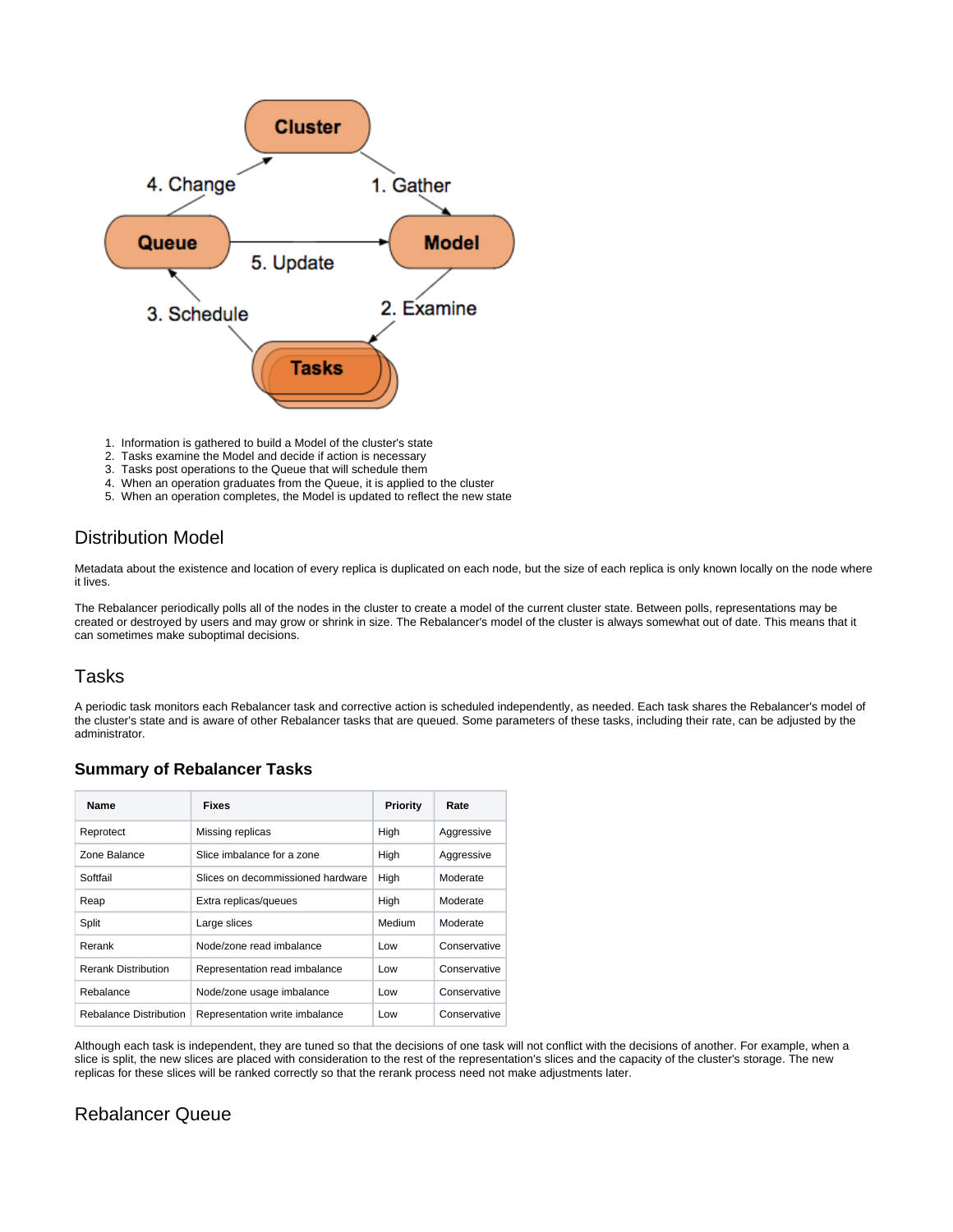1. Information is gathered to build a Model of the cluster's state
2. Tasks examine the Model and decide if action is necessary
3. Tasks post operations to the Queue that will schedule them
4. When an operation graduates from the Queue, it is applied to the cluster
5. When an operation completes, the Model is updated to reflect the new state

## Distribution Model

Metadata about the existence and location of every replica is duplicated on each node, but the size of each replica is only known locally on the node where it lives.

The Rebalancer periodically polls all of the nodes in the cluster to create a model of the current cluster state. Between polls, representations may be created or destroyed by users and may grow or shrink in size. The Rebalancer's model of the cluster is always somewhat out of date. This means that it can sometimes make suboptimal decisions.

## Tasks

A periodic task monitors each Rebalancer task and corrective action is scheduled independently, as needed. Each task shares the Rebalancer's model of the cluster's state and is aware of other Rebalancer tasks that are queued. Some parameters of these tasks, including their rate, can be adjusted by the administrator.

### Summary of Rebalancer Tasks

| Name | Fixes | Priority | Rate |
|---|---|---|---|
| Reprotect | Missing replicas | High | Aggressive |
| Zone Balance | Slice imbalance for a zone | High | Aggressive |
| Softfail | Slices on decommissioned hardware | High | Moderate |
| Reap | Extra replicas/queues | High | Moderate |
| Split | Large slices | Medium | Moderate |
| Rerank | Node/zone read imbalance | Low | Conservative |
| Rerank Distribution | Representation read imbalance | Low | Conservative |
| Rebalance | Node/zone usage imbalance | Low | Conservative |
| Rebalance Distribution | Representation write imbalance | Low | Conservative |

Although each task is independent, they are tuned so that the decisions of one task will not conflict with the decisions of another. For example, when a slice is split, the new slices are placed with consideration to the rest of the representation's slices and the capacity of the cluster's storage. The new replicas for these slices will be ranked correctly so that the rerank process need not make adjustments later.

## Rebalancer Queue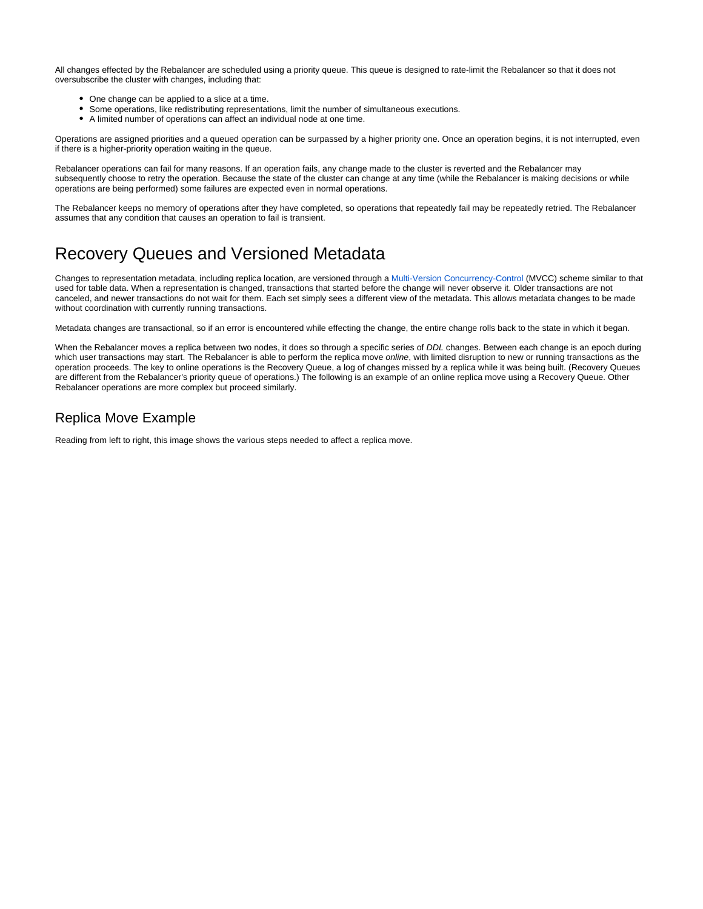All changes effected by the Rebalancer are scheduled using a priority queue. This queue is designed to rate-limit the Rebalancer so that it does not oversubscribe the cluster with changes, including that:

- One change can be applied to a slice at a time.
- Some operations, like redistributing representations, limit the number of simultaneous executions.
- A limited number of operations can affect an individual node at one time.

Operations are assigned priorities and a queued operation can be surpassed by a higher priority one. Once an operation begins, it is not interrupted, even if there is a higher-priority operation waiting in the queue.

Rebalancer operations can fail for many reasons. If an operation fails, any change made to the cluster is reverted and the Rebalancer may subsequently choose to retry the operation. Because the state of the cluster can change at any time (while the Rebalancer is making decisions or while operations are being performed) some failures are expected even in normal operations.

The Rebalancer keeps no memory of operations after they have completed, so operations that repeatedly fail may be repeatedly retried. The Rebalancer assumes that any condition that causes an operation to fail is transient.

# Recovery Queues and Versioned Metadata

Changes to representation metadata, including replica location, are versioned through a Multi-Version Concurrency-Control (MVCC) scheme similar to that used for table data. When a representation is changed, transactions that started before the change will never observe it. Older transactions are not canceled, and newer transactions do not wait for them. Each set simply sees a different view of the metadata. This allows metadata changes to be made without coordination with currently running transactions.

Metadata changes are transactional, so if an error is encountered while effecting the change, the entire change rolls back to the state in which it began.

When the Rebalancer moves a replica between two nodes, it does so through a specific series of *DDL* changes. Between each change is an epoch during which user transactions may start. The Rebalancer is able to perform the replica move *online*, with limited disruption to new or running transactions as the operation proceeds. The key to online operations is the Recovery Queue, a log of changes missed by a replica while it was being built. (Recovery Queues are different from the Rebalancer's priority queue of operations.) The following is an example of an online replica move using a Recovery Queue. Other Rebalancer operations are more complex but proceed similarly.

## Replica Move Example

Reading from left to right, this image shows the various steps needed to affect a replica move.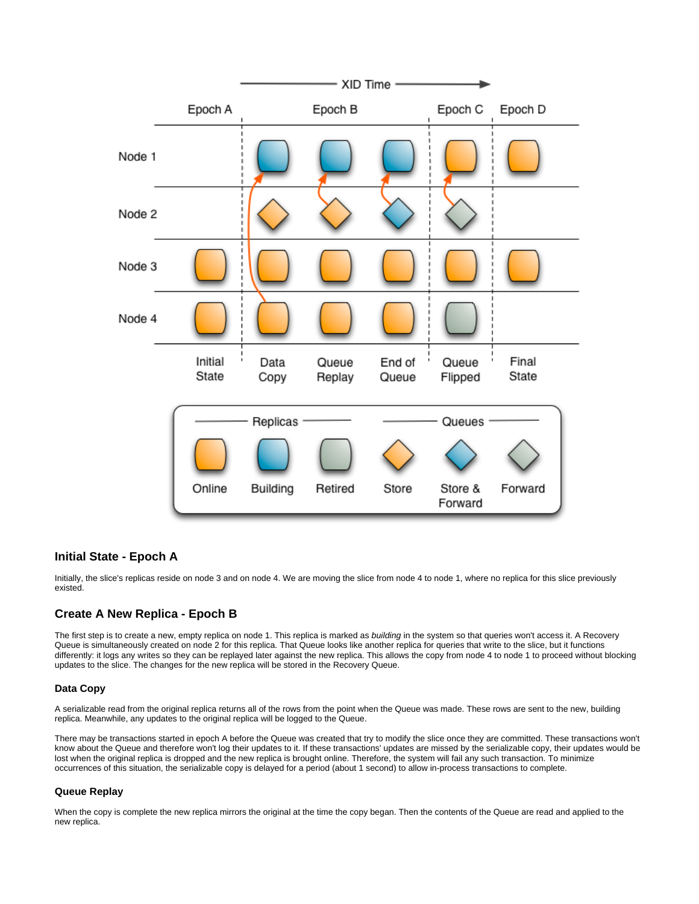### Initial State - Epoch A

Initially, the slice's replicas reside on node 3 and on node 4. We are moving the slice from node 4 to node 1, where no replica for this slice previously existed.

### Create A New Replica - Epoch B

The first step is to create a new, empty replica on node 1. This replica is marked as *building* in the system so that queries won't access it. A Recovery Queue is simultaneously created on node 2 for this replica. That Queue looks like another replica for queries that write to the slice, but it functions differently: it logs any writes so they can be replayed later against the new replica. This allows the copy from node 4 to node 1 to proceed without blocking updates to the slice. The changes for the new replica will be stored in the Recovery Queue.

#### Data Copy

A serializable read from the original replica returns all of the rows from the point when the Queue was made. These rows are sent to the new, building replica. Meanwhile, any updates to the original replica will be logged to the Queue.

There may be transactions started in epoch A before the Queue was created that try to modify the slice once they are committed. These transactions won't know about the Queue and therefore won't log their updates to it. If these transactions' updates are missed by the serializable copy, their updates would be lost when the original replica is dropped and the new replica is brought online. Therefore, the system will fail any such transaction. To minimize occurrences of this situation, the serializable copy is delayed for a period (about 1 second) to allow in-process transactions to complete.

#### Queue Replay

When the copy is complete the new replica mirrors the original at the time the copy began. Then the contents of the Queue are read and applied to the new replica.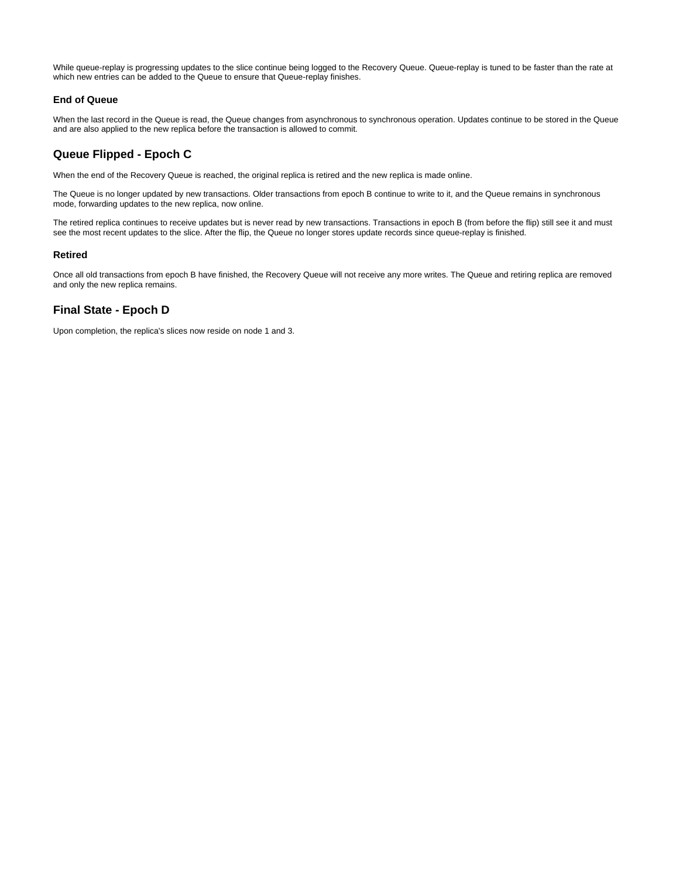While queue-replay is progressing updates to the slice continue being logged to the Recovery Queue. Queue-replay is tuned to be faster than the rate at which new entries can be added to the Queue to ensure that Queue-replay finishes.

### End of Queue

When the last record in the Queue is read, the Queue changes from asynchronous to synchronous operation. Updates continue to be stored in the Queue and are also applied to the new replica before the transaction is allowed to commit.

## Queue Flipped - Epoch C

When the end of the Recovery Queue is reached, the original replica is retired and the new replica is made online.

The Queue is no longer updated by new transactions. Older transactions from epoch B continue to write to it, and the Queue remains in synchronous mode, forwarding updates to the new replica, now online.

The retired replica continues to receive updates but is never read by new transactions. Transactions in epoch B (from before the flip) still see it and must see the most recent updates to the slice. After the flip, the Queue no longer stores update records since queue-replay is finished.

### Retired

Once all old transactions from epoch B have finished, the Recovery Queue will not receive any more writes. The Queue and retiring replica are removed and only the new replica remains.

## Final State - Epoch D

Upon completion, the replica's slices now reside on node 1 and 3.